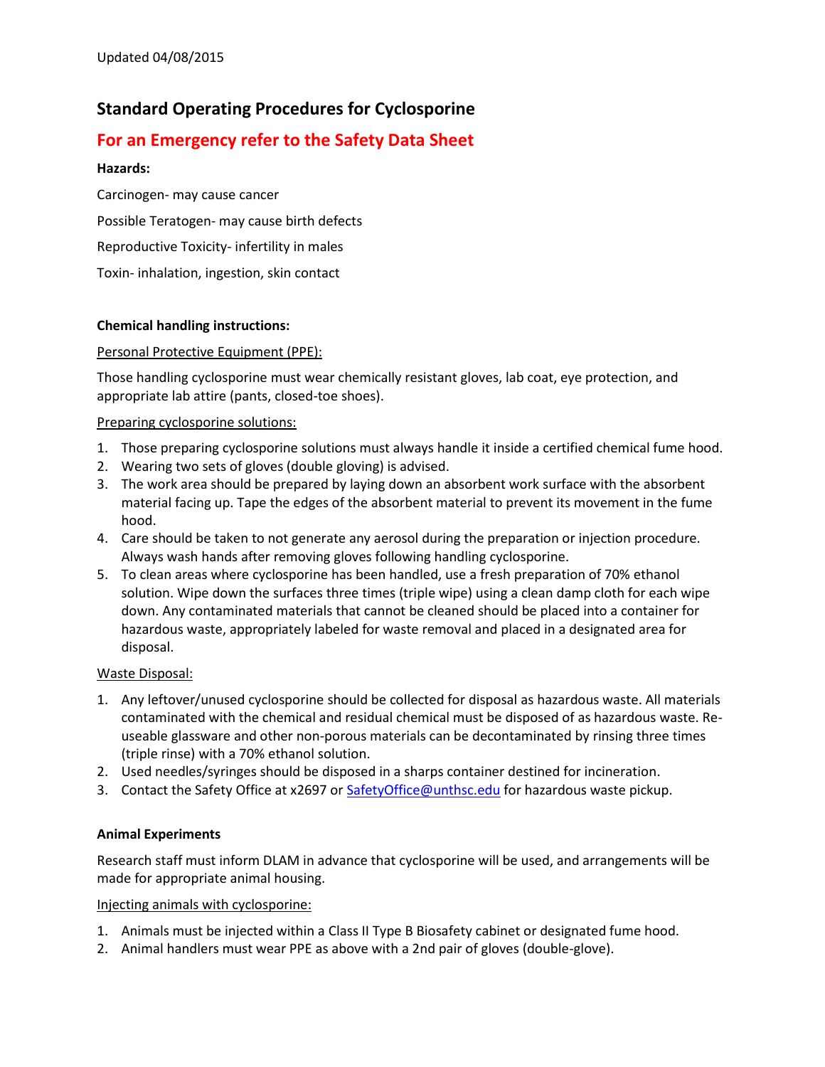Updated 04/08/2015

# Standard Operating Procedures for Cyclosporine

## For an Emergency refer to the Safety Data Sheet

**Hazards:**

Carcinogen- may cause cancer

Possible Teratogen- may cause birth defects

Reproductive Toxicity- infertility in males

Toxin- inhalation, ingestion, skin contact

**Chemical handling instructions:**

Personal Protective Equipment (PPE):

Those handling cyclosporine must wear chemically resistant gloves, lab coat, eye protection, and appropriate lab attire (pants, closed-toe shoes).

Preparing cyclosporine solutions:

1. Those preparing cyclosporine solutions must always handle it inside a certified chemical fume hood.
2. Wearing two sets of gloves (double gloving) is advised.
3. The work area should be prepared by laying down an absorbent work surface with the absorbent material facing up. Tape the edges of the absorbent material to prevent its movement in the fume hood.
4. Care should be taken to not generate any aerosol during the preparation or injection procedure. Always wash hands after removing gloves following handling cyclosporine.
5. To clean areas where cyclosporine has been handled, use a fresh preparation of 70% ethanol solution. Wipe down the surfaces three times (triple wipe) using a clean damp cloth for each wipe down. Any contaminated materials that cannot be cleaned should be placed into a container for hazardous waste, appropriately labeled for waste removal and placed in a designated area for disposal.

Waste Disposal:

1. Any leftover/unused cyclosporine should be collected for disposal as hazardous waste. All materials contaminated with the chemical and residual chemical must be disposed of as hazardous waste. Re-useable glassware and other non-porous materials can be decontaminated by rinsing three times (triple rinse) with a 70% ethanol solution.
2. Used needles/syringes should be disposed in a sharps container destined for incineration.
3. Contact the Safety Office at x2697 or SafetyOffice@unthsc.edu for hazardous waste pickup.

**Animal Experiments**

Research staff must inform DLAM in advance that cyclosporine will be used, and arrangements will be made for appropriate animal housing.

Injecting animals with cyclosporine:

1. Animals must be injected within a Class II Type B Biosafety cabinet or designated fume hood.
2. Animal handlers must wear PPE as above with a 2nd pair of gloves (double-glove).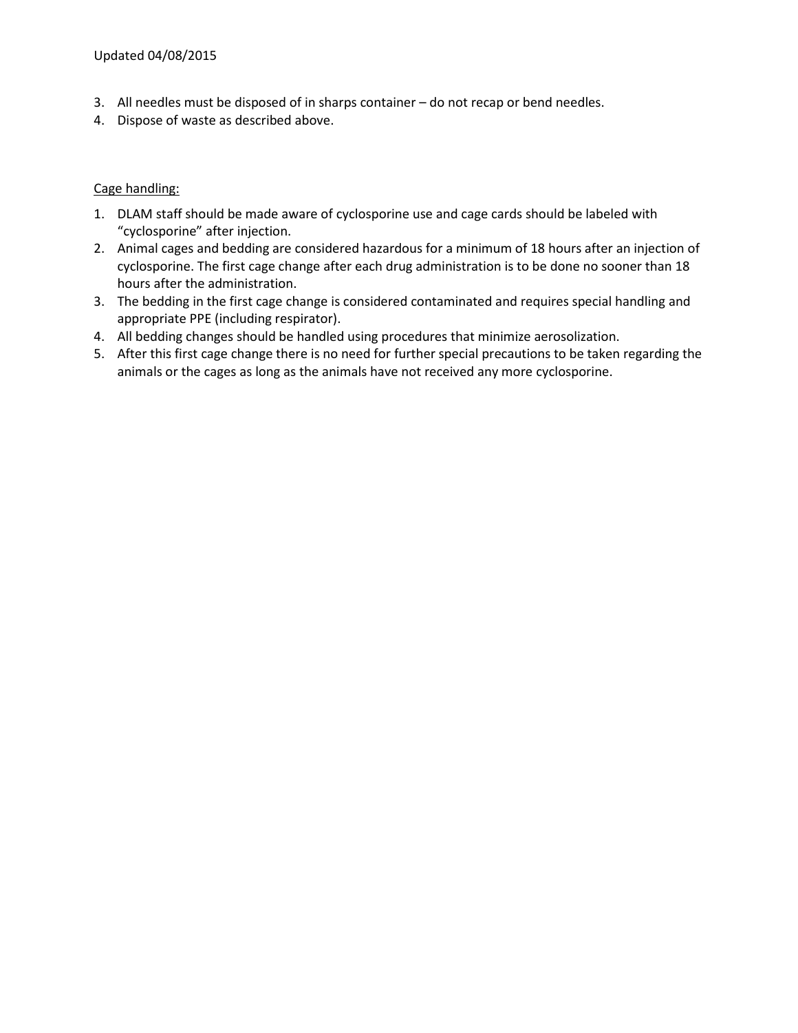3. All needles must be disposed of in sharps container – do not recap or bend needles.
4. Dispose of waste as described above.

Cage handling:

1. DLAM staff should be made aware of cyclosporine use and cage cards should be labeled with "cyclosporine" after injection.
2. Animal cages and bedding are considered hazardous for a minimum of 18 hours after an injection of cyclosporine. The first cage change after each drug administration is to be done no sooner than 18 hours after the administration.
3. The bedding in the first cage change is considered contaminated and requires special handling and appropriate PPE (including respirator).
4. All bedding changes should be handled using procedures that minimize aerosolization.
5. After this first cage change there is no need for further special precautions to be taken regarding the animals or the cages as long as the animals have not received any more cyclosporine.